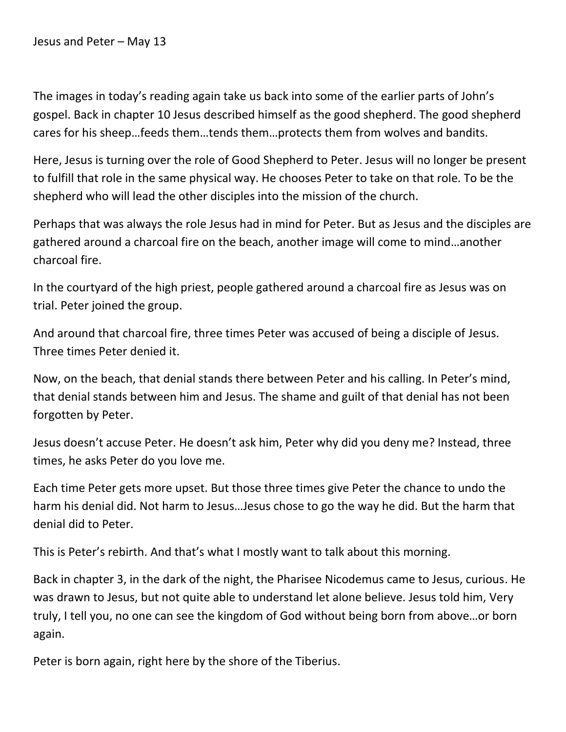Jesus and Peter – May 13

The images in today's reading again take us back into some of the earlier parts of John's gospel. Back in chapter 10 Jesus described himself as the good shepherd. The good shepherd cares for his sheep…feeds them…tends them…protects them from wolves and bandits.

Here, Jesus is turning over the role of Good Shepherd to Peter. Jesus will no longer be present to fulfill that role in the same physical way. He chooses Peter to take on that role. To be the shepherd who will lead the other disciples into the mission of the church.

Perhaps that was always the role Jesus had in mind for Peter. But as Jesus and the disciples are gathered around a charcoal fire on the beach, another image will come to mind…another charcoal fire.

In the courtyard of the high priest, people gathered around a charcoal fire as Jesus was on trial. Peter joined the group.

And around that charcoal fire, three times Peter was accused of being a disciple of Jesus. Three times Peter denied it.

Now, on the beach, that denial stands there between Peter and his calling. In Peter's mind, that denial stands between him and Jesus. The shame and guilt of that denial has not been forgotten by Peter.

Jesus doesn't accuse Peter. He doesn't ask him, Peter why did you deny me? Instead, three times, he asks Peter do you love me.

Each time Peter gets more upset. But those three times give Peter the chance to undo the harm his denial did. Not harm to Jesus…Jesus chose to go the way he did. But the harm that denial did to Peter.

This is Peter's rebirth. And that's what I mostly want to talk about this morning.

Back in chapter 3, in the dark of the night, the Pharisee Nicodemus came to Jesus, curious. He was drawn to Jesus, but not quite able to understand let alone believe. Jesus told him, Very truly, I tell you, no one can see the kingdom of God without being born from above…or born again.

Peter is born again, right here by the shore of the Tiberius.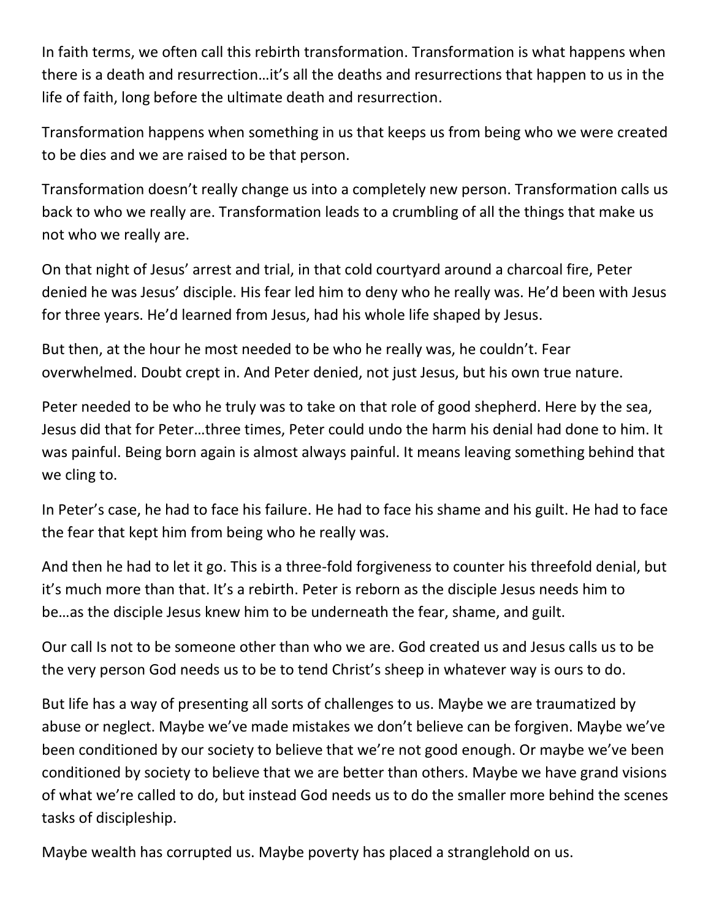In faith terms, we often call this rebirth transformation. Transformation is what happens when there is a death and resurrection…it's all the deaths and resurrections that happen to us in the life of faith, long before the ultimate death and resurrection.

Transformation happens when something in us that keeps us from being who we were created to be dies and we are raised to be that person.

Transformation doesn't really change us into a completely new person. Transformation calls us back to who we really are. Transformation leads to a crumbling of all the things that make us not who we really are.

On that night of Jesus' arrest and trial, in that cold courtyard around a charcoal fire, Peter denied he was Jesus' disciple. His fear led him to deny who he really was. He'd been with Jesus for three years. He'd learned from Jesus, had his whole life shaped by Jesus.

But then, at the hour he most needed to be who he really was, he couldn't. Fear overwhelmed. Doubt crept in. And Peter denied, not just Jesus, but his own true nature.

Peter needed to be who he truly was to take on that role of good shepherd. Here by the sea, Jesus did that for Peter…three times, Peter could undo the harm his denial had done to him. It was painful. Being born again is almost always painful. It means leaving something behind that we cling to.

In Peter's case, he had to face his failure. He had to face his shame and his guilt. He had to face the fear that kept him from being who he really was.

And then he had to let it go. This is a three-fold forgiveness to counter his threefold denial, but it's much more than that. It's a rebirth. Peter is reborn as the disciple Jesus needs him to be…as the disciple Jesus knew him to be underneath the fear, shame, and guilt.

Our call Is not to be someone other than who we are. God created us and Jesus calls us to be the very person God needs us to be to tend Christ's sheep in whatever way is ours to do.

But life has a way of presenting all sorts of challenges to us. Maybe we are traumatized by abuse or neglect. Maybe we've made mistakes we don't believe can be forgiven. Maybe we've been conditioned by our society to believe that we're not good enough. Or maybe we've been conditioned by society to believe that we are better than others. Maybe we have grand visions of what we're called to do, but instead God needs us to do the smaller more behind the scenes tasks of discipleship.

Maybe wealth has corrupted us. Maybe poverty has placed a stranglehold on us.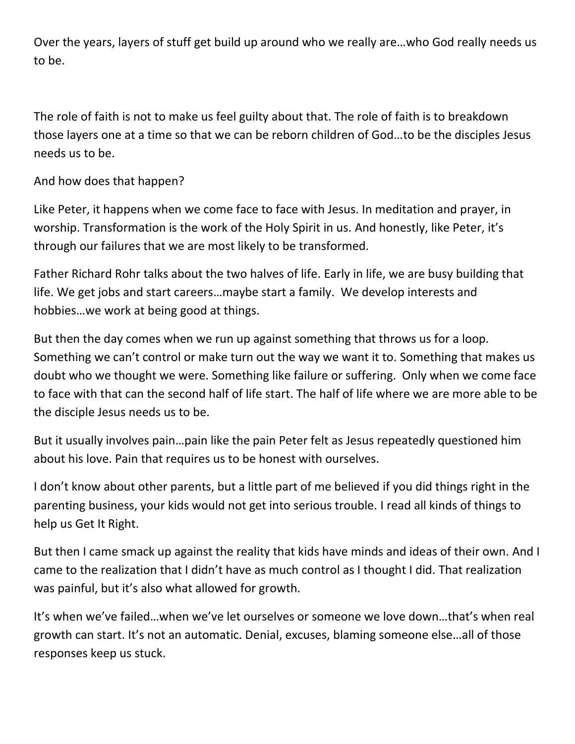Over the years, layers of stuff get build up around who we really are…who God really needs us to be.

The role of faith is not to make us feel guilty about that. The role of faith is to breakdown those layers one at a time so that we can be reborn children of God…to be the disciples Jesus needs us to be.

And how does that happen?

Like Peter, it happens when we come face to face with Jesus. In meditation and prayer, in worship. Transformation is the work of the Holy Spirit in us. And honestly, like Peter, it's through our failures that we are most likely to be transformed.

Father Richard Rohr talks about the two halves of life. Early in life, we are busy building that life. We get jobs and start careers…maybe start a family. We develop interests and hobbies…we work at being good at things.

But then the day comes when we run up against something that throws us for a loop. Something we can't control or make turn out the way we want it to. Something that makes us doubt who we thought we were. Something like failure or suffering. Only when we come face to face with that can the second half of life start. The half of life where we are more able to be the disciple Jesus needs us to be.

But it usually involves pain…pain like the pain Peter felt as Jesus repeatedly questioned him about his love. Pain that requires us to be honest with ourselves.

I don't know about other parents, but a little part of me believed if you did things right in the parenting business, your kids would not get into serious trouble. I read all kinds of things to help us Get It Right.

But then I came smack up against the reality that kids have minds and ideas of their own. And I came to the realization that I didn't have as much control as I thought I did. That realization was painful, but it's also what allowed for growth.

It's when we've failed…when we've let ourselves or someone we love down…that's when real growth can start. It's not an automatic. Denial, excuses, blaming someone else…all of those responses keep us stuck.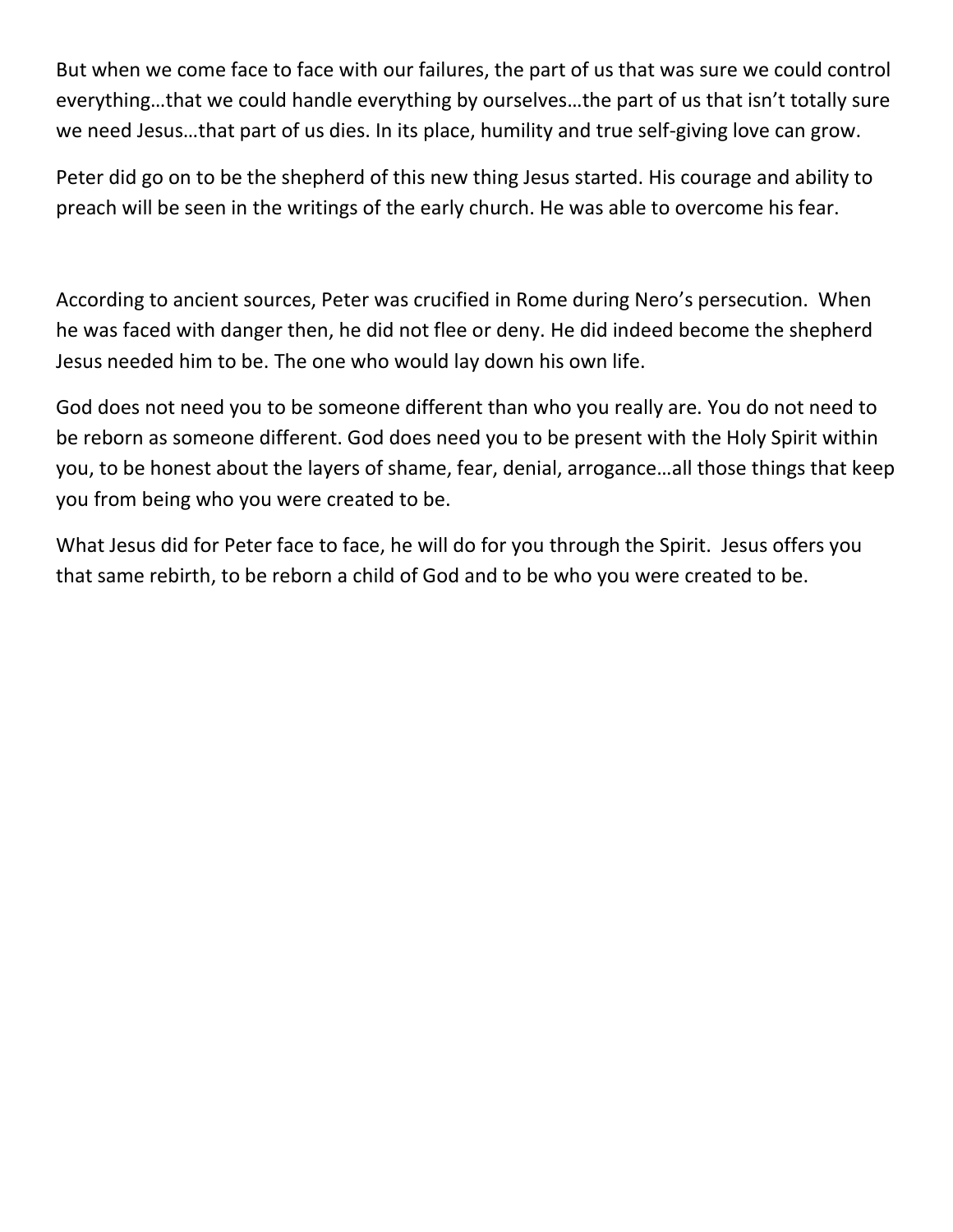But when we come face to face with our failures, the part of us that was sure we could control everything…that we could handle everything by ourselves…the part of us that isn't totally sure we need Jesus…that part of us dies. In its place, humility and true self-giving love can grow.

Peter did go on to be the shepherd of this new thing Jesus started. His courage and ability to preach will be seen in the writings of the early church. He was able to overcome his fear.

According to ancient sources, Peter was crucified in Rome during Nero's persecution. When he was faced with danger then, he did not flee or deny. He did indeed become the shepherd Jesus needed him to be. The one who would lay down his own life.

God does not need you to be someone different than who you really are. You do not need to be reborn as someone different. God does need you to be present with the Holy Spirit within you, to be honest about the layers of shame, fear, denial, arrogance…all those things that keep you from being who you were created to be.

What Jesus did for Peter face to face, he will do for you through the Spirit. Jesus offers you that same rebirth, to be reborn a child of God and to be who you were created to be.